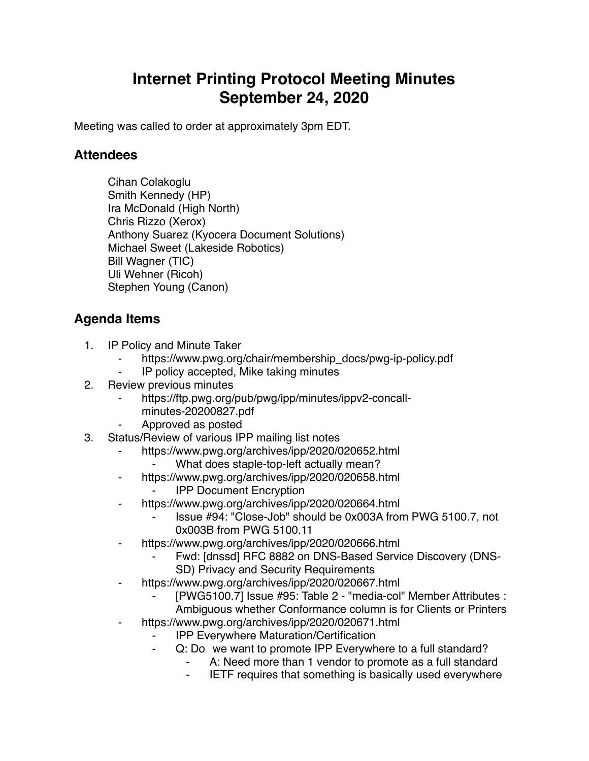# Internet Printing Protocol Meeting Minutes
# September 24, 2020

Meeting was called to order at approximately 3pm EDT.

## Attendees

Cihan Colakoglu
Smith Kennedy (HP)
Ira McDonald (High North)
Chris Rizzo (Xerox)
Anthony Suarez (Kyocera Document Solutions)
Michael Sweet (Lakeside Robotics)
Bill Wagner (TIC)
Uli Wehner (Ricoh)
Stephen Young (Canon)

## Agenda Items

1. IP Policy and Minute Taker
    - https://www.pwg.org/chair/membership_docs/pwg-ip-policy.pdf
    - IP policy accepted, Mike taking minutes
2. Review previous minutes
    - https://ftp.pwg.org/pub/pwg/ipp/minutes/ippv2-concall-minutes-20200827.pdf
    - Approved as posted
3. Status/Review of various IPP mailing list notes
    - https://www.pwg.org/archives/ipp/2020/020652.html
        - What does staple-top-left actually mean?
    - https://www.pwg.org/archives/ipp/2020/020658.html
        - IPP Document Encryption
    - https://www.pwg.org/archives/ipp/2020/020664.html
        - Issue #94: "Close-Job" should be 0x003A from PWG 5100.7, not 0x003B from PWG 5100.11
    - https://www.pwg.org/archives/ipp/2020/020666.html
        - Fwd: [dnssd] RFC 8882 on DNS-Based Service Discovery (DNS-SD) Privacy and Security Requirements
    - https://www.pwg.org/archives/ipp/2020/020667.html
        - [PWG5100.7] Issue #95: Table 2 - "media-col" Member Attributes : Ambiguous whether Conformance column is for Clients or Printers
    - https://www.pwg.org/archives/ipp/2020/020671.html
        - IPP Everywhere Maturation/Certification
        - Q: Do we want to promote IPP Everywhere to a full standard?
            - A: Need more than 1 vendor to promote as a full standard
            - IETF requires that something is basically used everywhere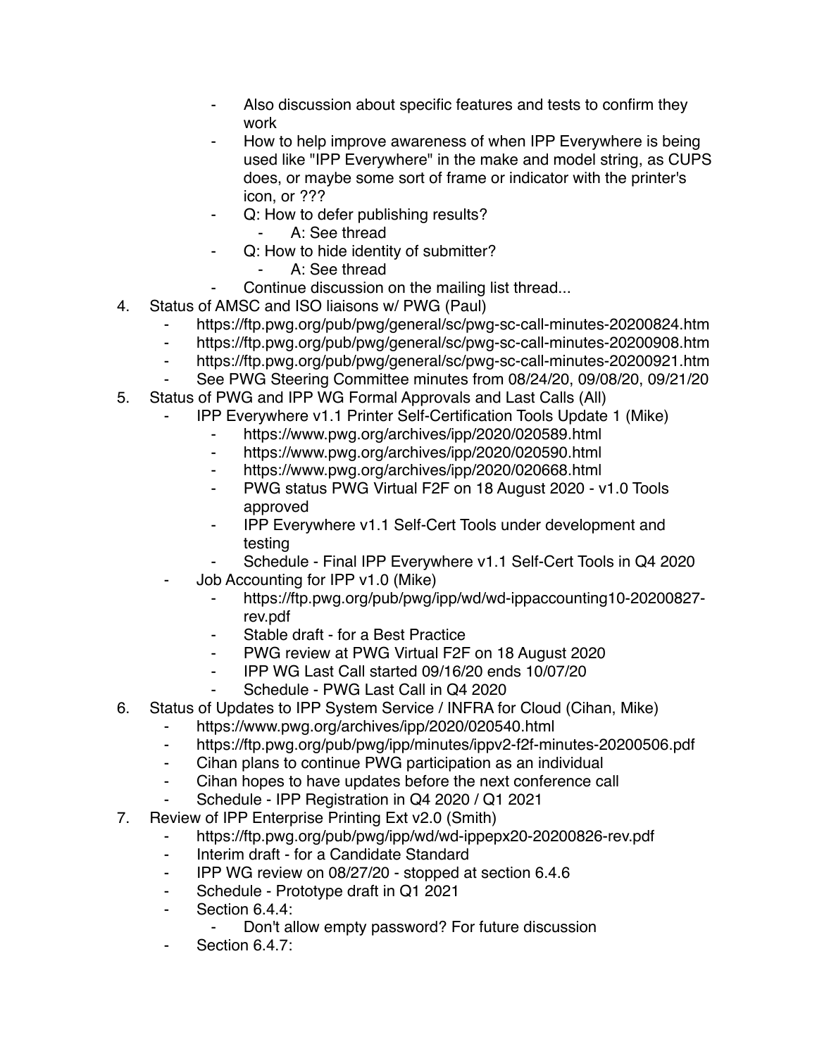- Also discussion about specific features and tests to confirm they work
- How to help improve awareness of when IPP Everywhere is being used like "IPP Everywhere" in the make and model string, as CUPS does, or maybe some sort of frame or indicator with the printer's icon, or ???
- Q: How to defer publishing results?
    - A: See thread
- Q: How to hide identity of submitter?
    - A: See thread
- Continue discussion on the mailing list thread...

4. Status of AMSC and ISO liaisons w/ PWG (Paul)
    - https://ftp.pwg.org/pub/pwg/general/sc/pwg-sc-call-minutes-20200824.htm
    - https://ftp.pwg.org/pub/pwg/general/sc/pwg-sc-call-minutes-20200908.htm
    - https://ftp.pwg.org/pub/pwg/general/sc/pwg-sc-call-minutes-20200921.htm
    - See PWG Steering Committee minutes from 08/24/20, 09/08/20, 09/21/20
5. Status of PWG and IPP WG Formal Approvals and Last Calls (All)
    - IPP Everywhere v1.1 Printer Self-Certification Tools Update 1 (Mike)
        - https://www.pwg.org/archives/ipp/2020/020589.html
        - https://www.pwg.org/archives/ipp/2020/020590.html
        - https://www.pwg.org/archives/ipp/2020/020668.html
        - PWG status PWG Virtual F2F on 18 August 2020 - v1.0 Tools approved
        - IPP Everywhere v1.1 Self-Cert Tools under development and testing
        - Schedule - Final IPP Everywhere v1.1 Self-Cert Tools in Q4 2020
    - Job Accounting for IPP v1.0 (Mike)
        - https://ftp.pwg.org/pub/pwg/ipp/wd/wd-ippaccounting10-20200827-rev.pdf
        - Stable draft - for a Best Practice
        - PWG review at PWG Virtual F2F on 18 August 2020
        - IPP WG Last Call started 09/16/20 ends 10/07/20
        - Schedule - PWG Last Call in Q4 2020
6. Status of Updates to IPP System Service / INFRA for Cloud (Cihan, Mike)
    - https://www.pwg.org/archives/ipp/2020/020540.html
    - https://ftp.pwg.org/pub/pwg/ipp/minutes/ippv2-f2f-minutes-20200506.pdf
    - Cihan plans to continue PWG participation as an individual
    - Cihan hopes to have updates before the next conference call
    - Schedule - IPP Registration in Q4 2020 / Q1 2021
7. Review of IPP Enterprise Printing Ext v2.0 (Smith)
    - https://ftp.pwg.org/pub/pwg/ipp/wd/wd-ippepx20-20200826-rev.pdf
    - Interim draft - for a Candidate Standard
    - IPP WG review on 08/27/20 - stopped at section 6.4.6
    - Schedule - Prototype draft in Q1 2021
    - Section 6.4.4:
        - Don't allow empty password? For future discussion
    - Section 6.4.7: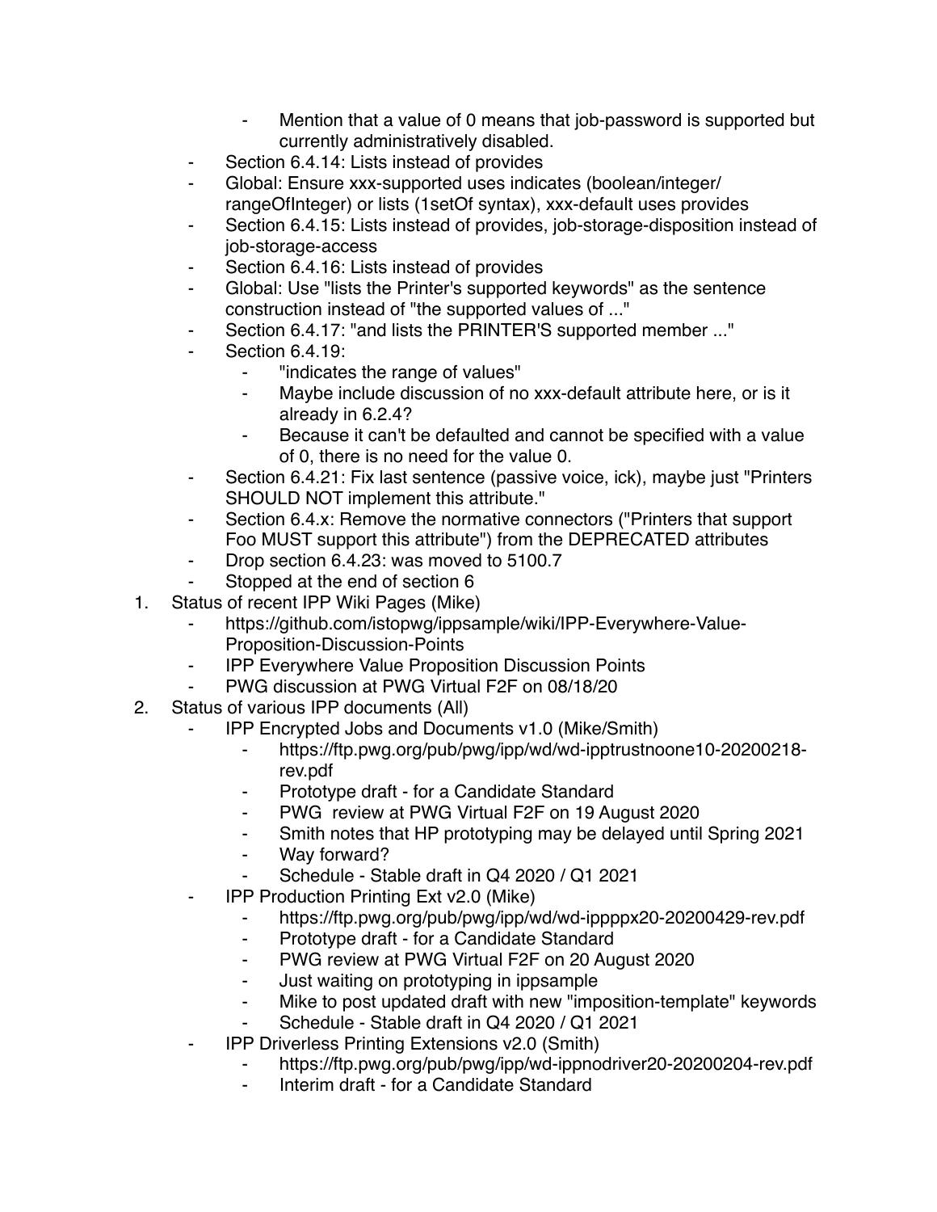- Mention that a value of 0 means that job-password is supported but currently administratively disabled.
    - Section 6.4.14: Lists instead of provides
    - Global: Ensure xxx-supported uses indicates (boolean/integer/rangeOfInteger) or lists (1setOf syntax), xxx-default uses provides
    - Section 6.4.15: Lists instead of provides, job-storage-disposition instead of job-storage-access
    - Section 6.4.16: Lists instead of provides
    - Global: Use "lists the Printer's supported keywords" as the sentence construction instead of "the supported values of ..."
    - Section 6.4.17: "and lists the PRINTER'S supported member ..."
    - Section 6.4.19:
        - "indicates the range of values"
        - Maybe include discussion of no xxx-default attribute here, or is it already in 6.2.4?
        - Because it can't be defaulted and cannot be specified with a value of 0, there is no need for the value 0.
    - Section 6.4.21: Fix last sentence (passive voice, ick), maybe just "Printers SHOULD NOT implement this attribute."
    - Section 6.4.x: Remove the normative connectors ("Printers that support Foo MUST support this attribute") from the DEPRECATED attributes
    - Drop section 6.4.23: was moved to 5100.7
    - Stopped at the end of section 6

1. Status of recent IPP Wiki Pages (Mike)
    - https://github.com/istopwg/ippsample/wiki/IPP-Everywhere-Value-Proposition-Discussion-Points
    - IPP Everywhere Value Proposition Discussion Points
    - PWG discussion at PWG Virtual F2F on 08/18/20
2. Status of various IPP documents (All)
    - IPP Encrypted Jobs and Documents v1.0 (Mike/Smith)
        - https://ftp.pwg.org/pub/pwg/ipp/wd/wd-ipptrustnoone10-20200218-rev.pdf
        - Prototype draft - for a Candidate Standard
        - PWG review at PWG Virtual F2F on 19 August 2020
        - Smith notes that HP prototyping may be delayed until Spring 2021
        - Way forward?
        - Schedule - Stable draft in Q4 2020 / Q1 2021
    - IPP Production Printing Ext v2.0 (Mike)
        - https://ftp.pwg.org/pub/pwg/ipp/wd/wd-ippppx20-20200429-rev.pdf
        - Prototype draft - for a Candidate Standard
        - PWG review at PWG Virtual F2F on 20 August 2020
        - Just waiting on prototyping in ippsample
        - Mike to post updated draft with new "imposition-template" keywords
        - Schedule - Stable draft in Q4 2020 / Q1 2021
    - IPP Driverless Printing Extensions v2.0 (Smith)
        - https://ftp.pwg.org/pub/pwg/ipp/wd-ippnodriver20-20200204-rev.pdf
        - Interim draft - for a Candidate Standard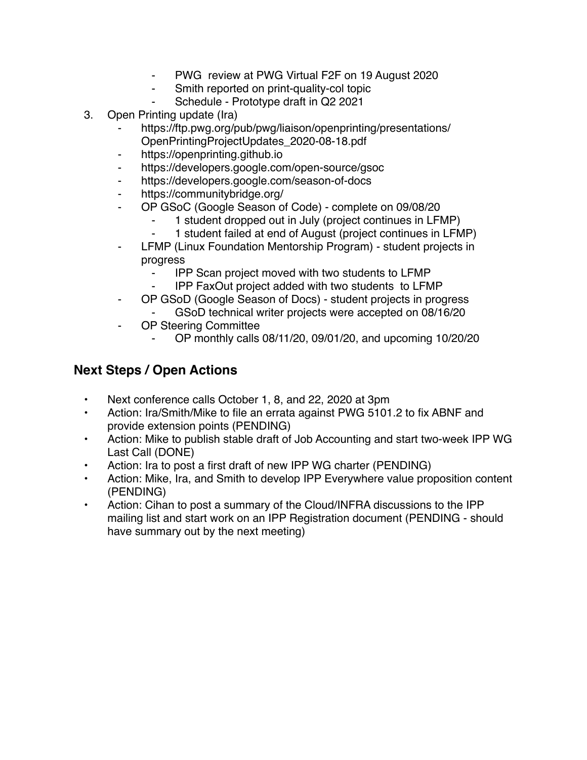- PWG review at PWG Virtual F2F on 19 August 2020
    - Smith reported on print-quality-col topic
    - Schedule - Prototype draft in Q2 2021
3. Open Printing update (Ira)
    - https://ftp.pwg.org/pub/pwg/liaison/openprinting/presentations/OpenPrintingProjectUpdates_2020-08-18.pdf
    - https://openprinting.github.io
    - https://developers.google.com/open-source/gsoc
    - https://developers.google.com/season-of-docs
    - https://communitybridge.org/
    - OP GSoC (Google Season of Code) - complete on 09/08/20
        - 1 student dropped out in July (project continues in LFMP)
        - 1 student failed at end of August (project continues in LFMP)
    - LFMP (Linux Foundation Mentorship Program) - student projects in progress
        - IPP Scan project moved with two students to LFMP
        - IPP FaxOut project added with two students to LFMP
    - OP GSoD (Google Season of Docs) - student projects in progress
        - GSoD technical writer projects were accepted on 08/16/20
    - OP Steering Committee
        - OP monthly calls 08/11/20, 09/01/20, and upcoming 10/20/20

## Next Steps / Open Actions

- Next conference calls October 1, 8, and 22, 2020 at 3pm
- Action: Ira/Smith/Mike to file an errata against PWG 5101.2 to fix ABNF and provide extension points (PENDING)
- Action: Mike to publish stable draft of Job Accounting and start two-week IPP WG Last Call (DONE)
- Action: Ira to post a first draft of new IPP WG charter (PENDING)
- Action: Mike, Ira, and Smith to develop IPP Everywhere value proposition content (PENDING)
- Action: Cihan to post a summary of the Cloud/INFRA discussions to the IPP mailing list and start work on an IPP Registration document (PENDING - should have summary out by the next meeting)